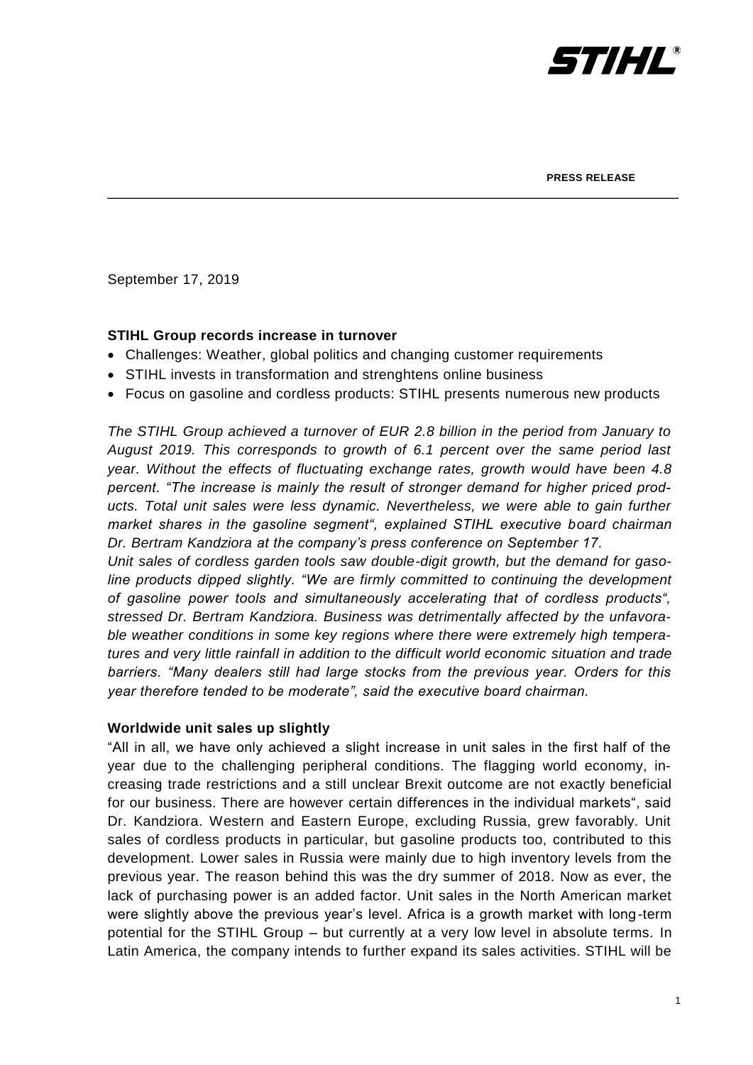**PRESS RELEASE**

September 17, 2019

**STIHL Group records increase in turnover**

- Challenges: Weather, global politics and changing customer requirements
- STIHL invests in transformation and strenghtens online business
- Focus on gasoline and cordless products: STIHL presents numerous new products

*The STIHL Group achieved a turnover of EUR 2.8 billion in the period from January to August 2019. This corresponds to growth of 6.1 percent over the same period last year. Without the effects of fluctuating exchange rates, growth would have been 4.8 percent. "The increase is mainly the result of stronger demand for higher priced products. Total unit sales were less dynamic. Nevertheless, we were able to gain further market shares in the gasoline segment", explained STIHL executive board chairman Dr. Bertram Kandziora at the company's press conference on September 17.*
*Unit sales of cordless garden tools saw double-digit growth, but the demand for gasoline products dipped slightly. "We are firmly committed to continuing the development of gasoline power tools and simultaneously accelerating that of cordless products", stressed Dr. Bertram Kandziora. Business was detrimentally affected by the unfavorable weather conditions in some key regions where there were extremely high temperatures and very little rainfall in addition to the difficult world economic situation and trade barriers. "Many dealers still had large stocks from the previous year. Orders for this year therefore tended to be moderate", said the executive board chairman.*

**Worldwide unit sales up slightly**

"All in all, we have only achieved a slight increase in unit sales in the first half of the year due to the challenging peripheral conditions. The flagging world economy, increasing trade restrictions and a still unclear Brexit outcome are not exactly beneficial for our business. There are however certain differences in the individual markets", said Dr. Kandziora. Western and Eastern Europe, excluding Russia, grew favorably. Unit sales of cordless products in particular, but gasoline products too, contributed to this development. Lower sales in Russia were mainly due to high inventory levels from the previous year. The reason behind this was the dry summer of 2018. Now as ever, the lack of purchasing power is an added factor. Unit sales in the North American market were slightly above the previous year's level. Africa is a growth market with long-term potential for the STIHL Group – but currently at a very low level in absolute terms. In Latin America, the company intends to further expand its sales activities. STIHL will be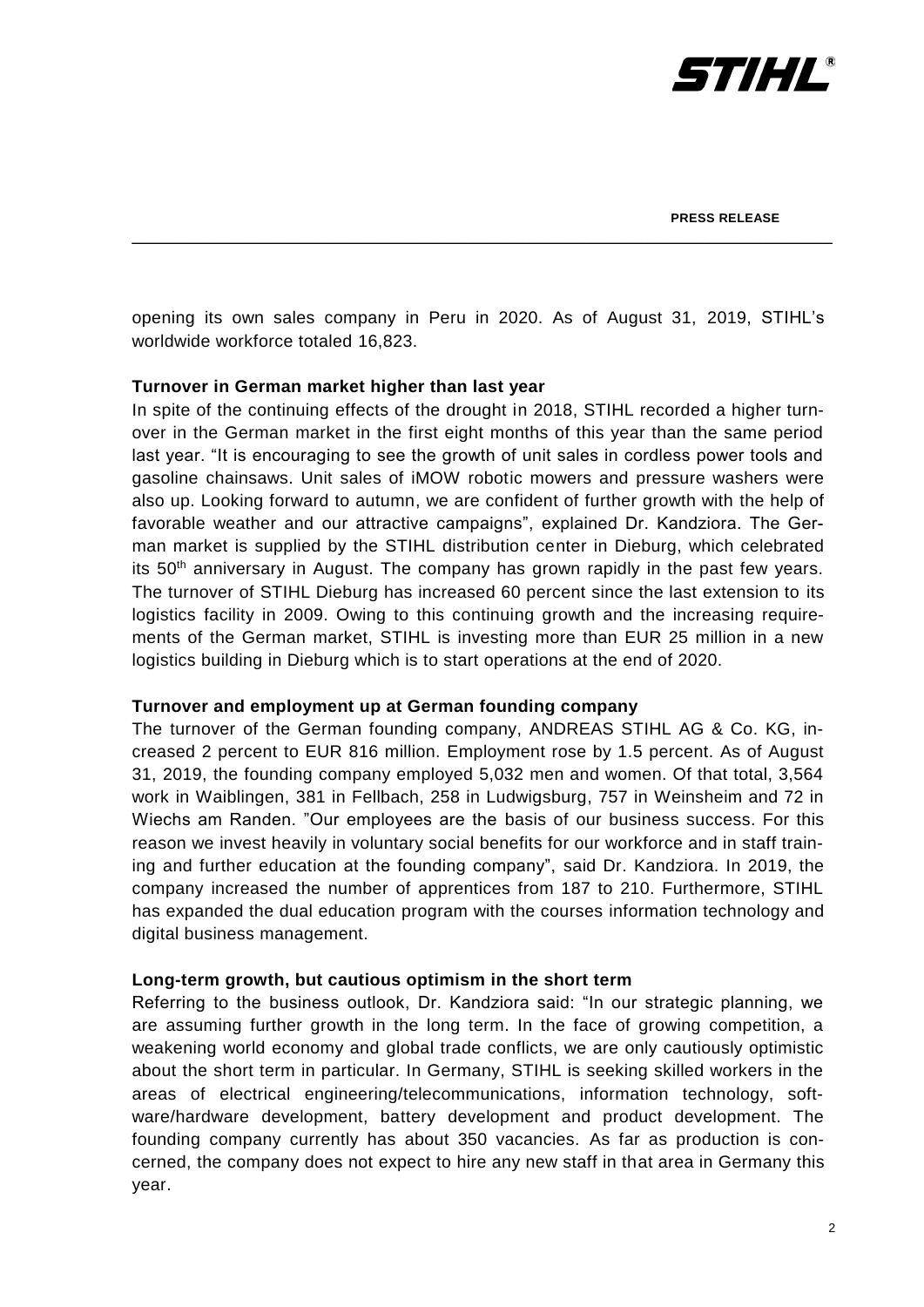opening its own sales company in Peru in 2020. As of August 31, 2019, STIHL's worldwide workforce totaled 16,823.

**Turnover in German market higher than last year**

In spite of the continuing effects of the drought in 2018, STIHL recorded a higher turnover in the German market in the first eight months of this year than the same period last year. "It is encouraging to see the growth of unit sales in cordless power tools and gasoline chainsaws. Unit sales of iMOW robotic mowers and pressure washers were also up. Looking forward to autumn, we are confident of further growth with the help of favorable weather and our attractive campaigns", explained Dr. Kandziora. The German market is supplied by the STIHL distribution center in Dieburg, which celebrated its 50th anniversary in August. The company has grown rapidly in the past few years. The turnover of STIHL Dieburg has increased 60 percent since the last extension to its logistics facility in 2009. Owing to this continuing growth and the increasing requirements of the German market, STIHL is investing more than EUR 25 million in a new logistics building in Dieburg which is to start operations at the end of 2020.

**Turnover and employment up at German founding company**

The turnover of the German founding company, ANDREAS STIHL AG & Co. KG, increased 2 percent to EUR 816 million. Employment rose by 1.5 percent. As of August 31, 2019, the founding company employed 5,032 men and women. Of that total, 3,564 work in Waiblingen, 381 in Fellbach, 258 in Ludwigsburg, 757 in Weinsheim and 72 in Wiechs am Randen. "Our employees are the basis of our business success. For this reason we invest heavily in voluntary social benefits for our workforce and in staff training and further education at the founding company", said Dr. Kandziora. In 2019, the company increased the number of apprentices from 187 to 210. Furthermore, STIHL has expanded the dual education program with the courses information technology and digital business management.

**Long-term growth, but cautious optimism in the short term**

Referring to the business outlook, Dr. Kandziora said: "In our strategic planning, we are assuming further growth in the long term. In the face of growing competition, a weakening world economy and global trade conflicts, we are only cautiously optimistic about the short term in particular. In Germany, STIHL is seeking skilled workers in the areas of electrical engineering/telecommunications, information technology, software/hardware development, battery development and product development. The founding company currently has about 350 vacancies. As far as production is concerned, the company does not expect to hire any new staff in that area in Germany this year.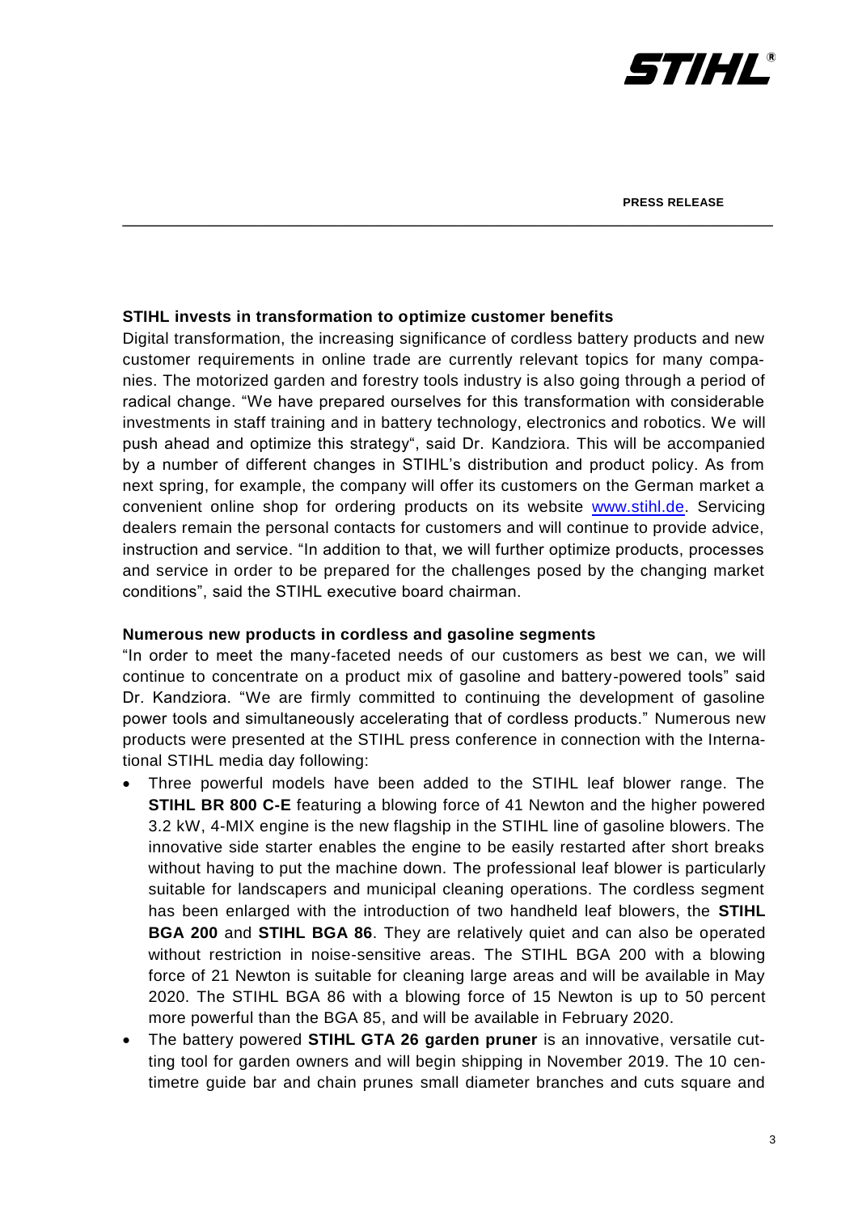**STIHL invests in transformation to optimize customer benefits**

Digital transformation, the increasing significance of cordless battery products and new customer requirements in online trade are currently relevant topics for many companies. The motorized garden and forestry tools industry is also going through a period of radical change. "We have prepared ourselves for this transformation with considerable investments in staff training and in battery technology, electronics and robotics. We will push ahead and optimize this strategy", said Dr. Kandziora. This will be accompanied by a number of different changes in STIHL's distribution and product policy. As from next spring, for example, the company will offer its customers on the German market a convenient online shop for ordering products on its website www.stihl.de. Servicing dealers remain the personal contacts for customers and will continue to provide advice, instruction and service. "In addition to that, we will further optimize products, processes and service in order to be prepared for the challenges posed by the changing market conditions", said the STIHL executive board chairman.

**Numerous new products in cordless and gasoline segments**

"In order to meet the many-faceted needs of our customers as best we can, we will continue to concentrate on a product mix of gasoline and battery-powered tools" said Dr. Kandziora. "We are firmly committed to continuing the development of gasoline power tools and simultaneously accelerating that of cordless products." Numerous new products were presented at the STIHL press conference in connection with the International STIHL media day following:

- Three powerful models have been added to the STIHL leaf blower range. The **STIHL BR 800 C-E** featuring a blowing force of 41 Newton and the higher powered 3.2 kW, 4-MIX engine is the new flagship in the STIHL line of gasoline blowers. The innovative side starter enables the engine to be easily restarted after short breaks without having to put the machine down. The professional leaf blower is particularly suitable for landscapers and municipal cleaning operations. The cordless segment has been enlarged with the introduction of two handheld leaf blowers, the **STIHL BGA 200** and **STIHL BGA 86**. They are relatively quiet and can also be operated without restriction in noise-sensitive areas. The STIHL BGA 200 with a blowing force of 21 Newton is suitable for cleaning large areas and will be available in May 2020. The STIHL BGA 86 with a blowing force of 15 Newton is up to 50 percent more powerful than the BGA 85, and will be available in February 2020.
- The battery powered **STIHL GTA 26 garden pruner** is an innovative, versatile cutting tool for garden owners and will begin shipping in November 2019. The 10 centimetre guide bar and chain prunes small diameter branches and cuts square and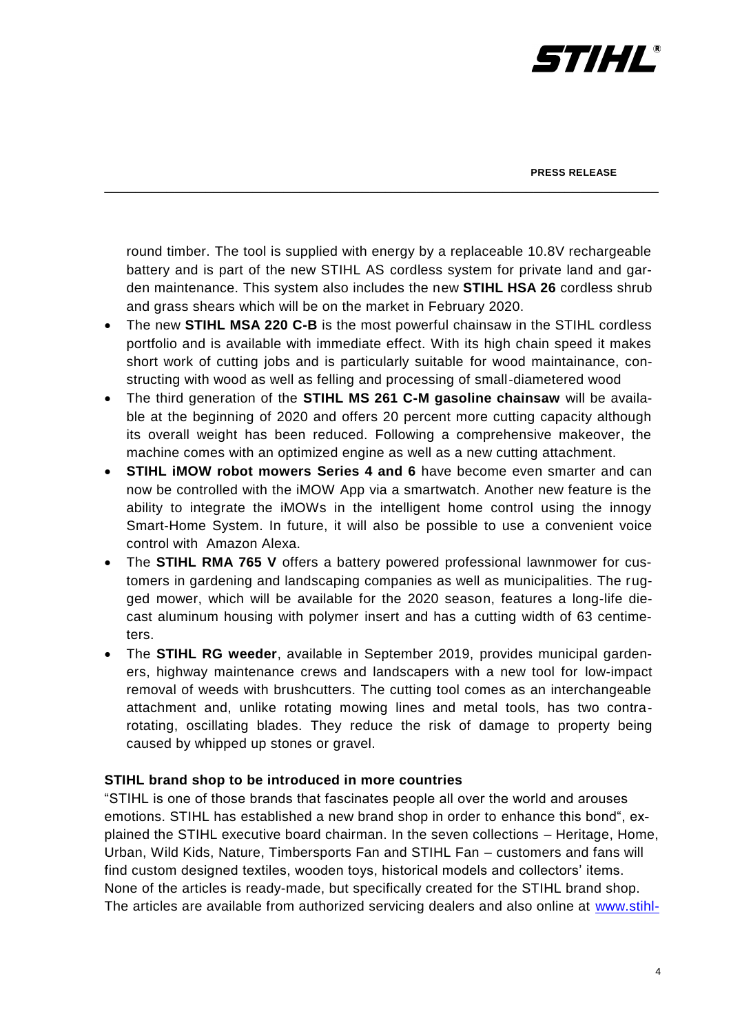round timber. The tool is supplied with energy by a replaceable 10.8V rechargeable battery and is part of the new STIHL AS cordless system for private land and garden maintenance. This system also includes the new **STIHL HSA 26** cordless shrub and grass shears which will be on the market in February 2020.

- The new **STIHL MSA 220 C-B** is the most powerful chainsaw in the STIHL cordless portfolio and is available with immediate effect. With its high chain speed it makes short work of cutting jobs and is particularly suitable for wood maintainance, constructing with wood as well as felling and processing of small-diametered wood
- The third generation of the **STIHL MS 261 C-M gasoline chainsaw** will be available at the beginning of 2020 and offers 20 percent more cutting capacity although its overall weight has been reduced. Following a comprehensive makeover, the machine comes with an optimized engine as well as a new cutting attachment.
- **STIHL iMOW robot mowers Series 4 and 6** have become even smarter and can now be controlled with the iMOW App via a smartwatch. Another new feature is the ability to integrate the iMOWs in the intelligent home control using the innogy Smart-Home System. In future, it will also be possible to use a convenient voice control with Amazon Alexa.
- The **STIHL RMA 765 V** offers a battery powered professional lawnmower for customers in gardening and landscaping companies as well as municipalities. The rugged mower, which will be available for the 2020 season, features a long-life diecast aluminum housing with polymer insert and has a cutting width of 63 centimeters.
- The **STIHL RG weeder**, available in September 2019, provides municipal gardeners, highway maintenance crews and landscapers with a new tool for low-impact removal of weeds with brushcutters. The cutting tool comes as an interchangeable attachment and, unlike rotating mowing lines and metal tools, has two contra-rotating, oscillating blades. They reduce the risk of damage to property being caused by whipped up stones or gravel.

**STIHL brand shop to be introduced in more countries**

"STIHL is one of those brands that fascinates people all over the world and arouses emotions. STIHL has established a new brand shop in order to enhance this bond", explained the STIHL executive board chairman. In the seven collections – Heritage, Home, Urban, Wild Kids, Nature, Timbersports Fan and STIHL Fan – customers and fans will find custom designed textiles, wooden toys, historical models and collectors' items. None of the articles is ready-made, but specifically created for the STIHL brand shop. The articles are available from authorized servicing dealers and also online at www.stihl-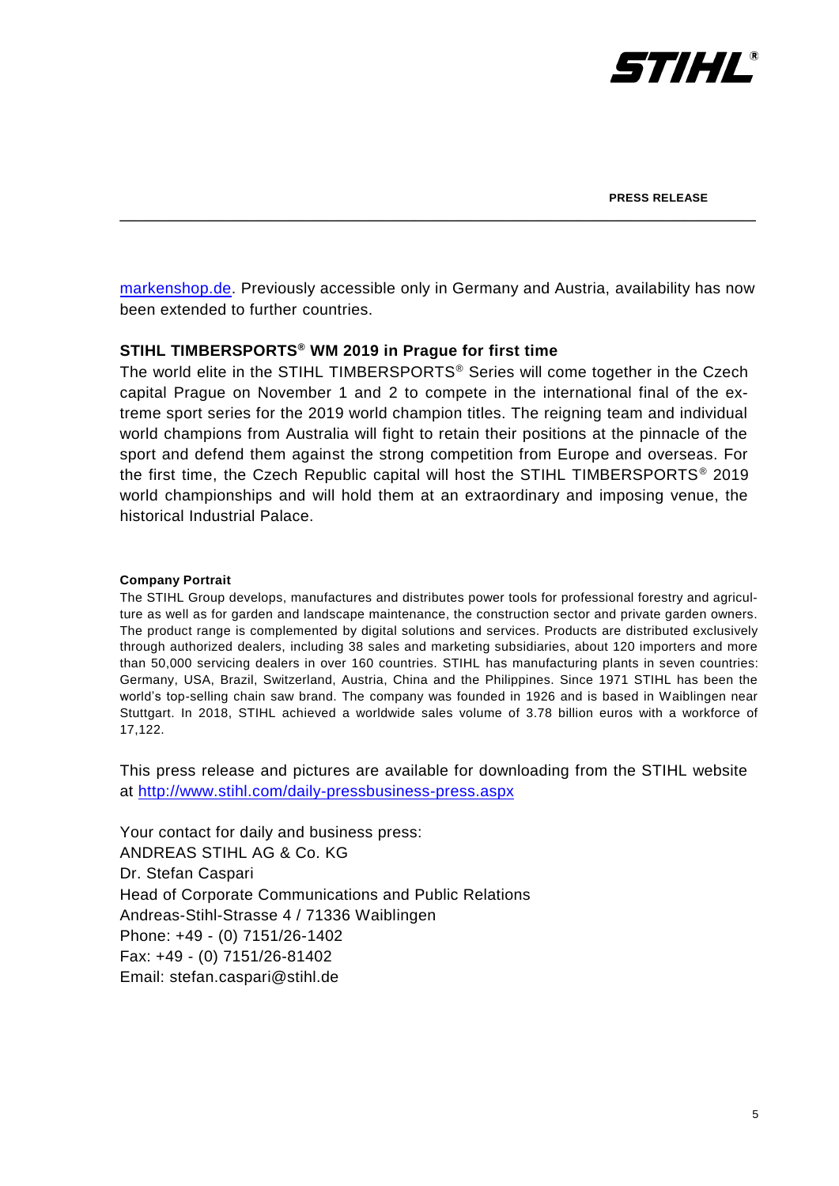markenshop.de. Previously accessible only in Germany and Austria, availability has now been extended to further countries.

### STIHL TIMBERSPORTS® WM 2019 in Prague for first time

The world elite in the STIHL TIMBERSPORTS® Series will come together in the Czech capital Prague on November 1 and 2 to compete in the international final of the extreme sport series for the 2019 world champion titles. The reigning team and individual world champions from Australia will fight to retain their positions at the pinnacle of the sport and defend them against the strong competition from Europe and overseas. For the first time, the Czech Republic capital will host the STIHL TIMBERSPORTS® 2019 world championships and will hold them at an extraordinary and imposing venue, the historical Industrial Palace.

**Company Portrait**

The STIHL Group develops, manufactures and distributes power tools for professional forestry and agriculture as well as for garden and landscape maintenance, the construction sector and private garden owners. The product range is complemented by digital solutions and services. Products are distributed exclusively through authorized dealers, including 38 sales and marketing subsidiaries, about 120 importers and more than 50,000 servicing dealers in over 160 countries. STIHL has manufacturing plants in seven countries: Germany, USA, Brazil, Switzerland, Austria, China and the Philippines. Since 1971 STIHL has been the world's top-selling chain saw brand. The company was founded in 1926 and is based in Waiblingen near Stuttgart. In 2018, STIHL achieved a worldwide sales volume of 3.78 billion euros with a workforce of 17,122.

This press release and pictures are available for downloading from the STIHL website at http://www.stihl.com/daily-pressbusiness-press.aspx

Your contact for daily and business press:
ANDREAS STIHL AG & Co. KG
Dr. Stefan Caspari
Head of Corporate Communications and Public Relations
Andreas-Stihl-Strasse 4 / 71336 Waiblingen
Phone: +49 - (0) 7151/26-1402
Fax: +49 - (0) 7151/26-81402
Email: stefan.caspari@stihl.de